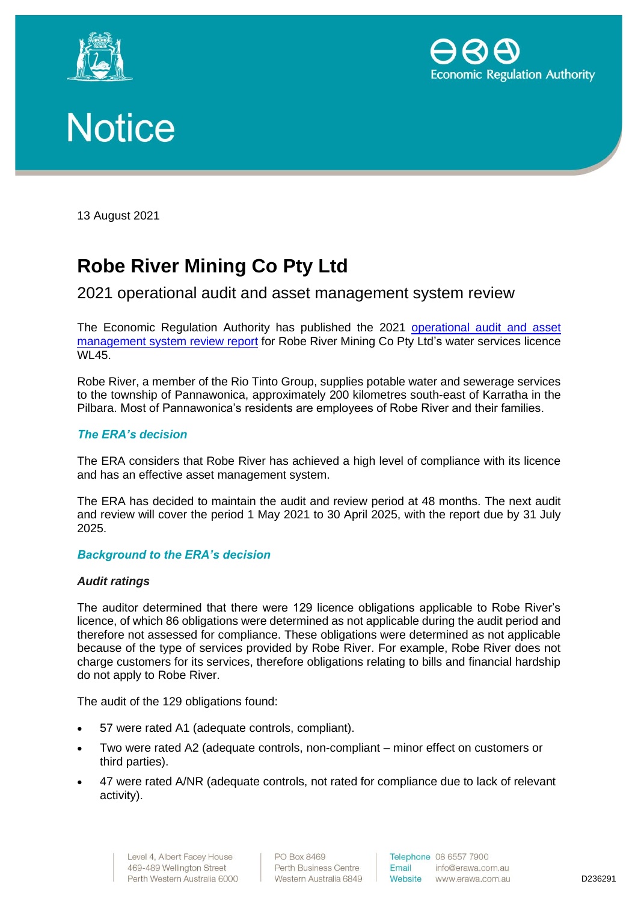# Notice

13 August 2021

# Robe River Mining Co Pty Ltd

## 2021 operational audit and asset management system review

The Economic Regulation Authority has published the 2021 operational audit and asset management system review report for Robe River Mining Co Pty Ltd's water services licence WL45.

Robe River, a member of the Rio Tinto Group, supplies potable water and sewerage services to the township of Pannawonica, approximately 200 kilometres south-east of Karratha in the Pilbara. Most of Pannawonica's residents are employees of Robe River and their families.

### *The ERA's decision*

The ERA considers that Robe River has achieved a high level of compliance with its licence and has an effective asset management system.

The ERA has decided to maintain the audit and review period at 48 months. The next audit and review will cover the period 1 May 2021 to 30 April 2025, with the report due by 31 July 2025.

### *Background to the ERA's decision*

#### *Audit ratings*

The auditor determined that there were 129 licence obligations applicable to Robe River's licence, of which 86 obligations were determined as not applicable during the audit period and therefore not assessed for compliance. These obligations were determined as not applicable because of the type of services provided by Robe River. For example, Robe River does not charge customers for its services, therefore obligations relating to bills and financial hardship do not apply to Robe River.

The audit of the 129 obligations found:

- 57 were rated A1 (adequate controls, compliant).
- Two were rated A2 (adequate controls, non-compliant – minor effect on customers or third parties).
- 47 were rated A/NR (adequate controls, not rated for compliance due to lack of relevant activity).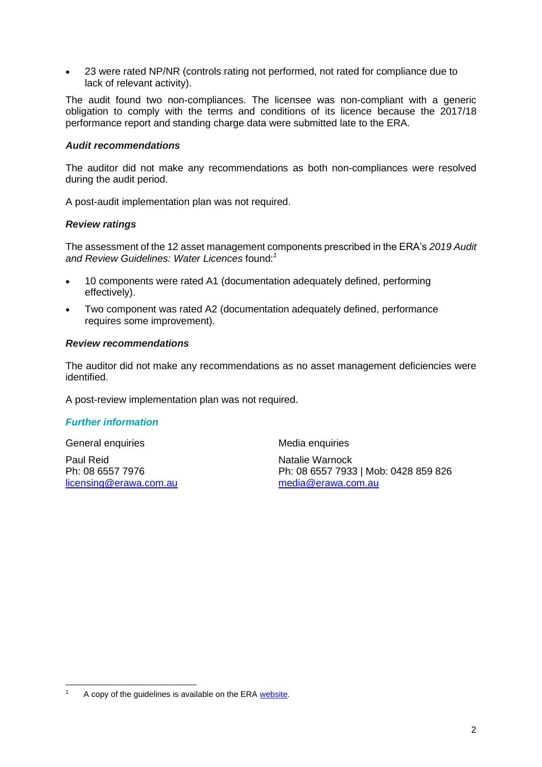- 23 were rated NP/NR (controls rating not performed, not rated for compliance due to lack of relevant activity).

The audit found two non-compliances. The licensee was non-compliant with a generic obligation to comply with the terms and conditions of its licence because the 2017/18 performance report and standing charge data were submitted late to the ERA.

### *Audit recommendations*

The auditor did not make any recommendations as both non-compliances were resolved during the audit period.

A post-audit implementation plan was not required.

### *Review ratings*

The assessment of the 12 asset management components prescribed in the ERA's *2019 Audit and Review Guidelines: Water Licences* found:[1]

- 10 components were rated A1 (documentation adequately defined, performing effectively).
- Two component was rated A2 (documentation adequately defined, performance requires some improvement).

### *Review recommendations*

The auditor did not make any recommendations as no asset management deficiencies were identified.

A post-review implementation plan was not required.

## *Further information*

General enquiries

Paul Reid
Ph: 08 6557 7976
licensing@erawa.com.au

Media enquiries

Natalie Warnock
Ph: 08 6557 7933 | Mob: 0428 859 826
media@erawa.com.au

[1] A copy of the guidelines is available on the ERA website.